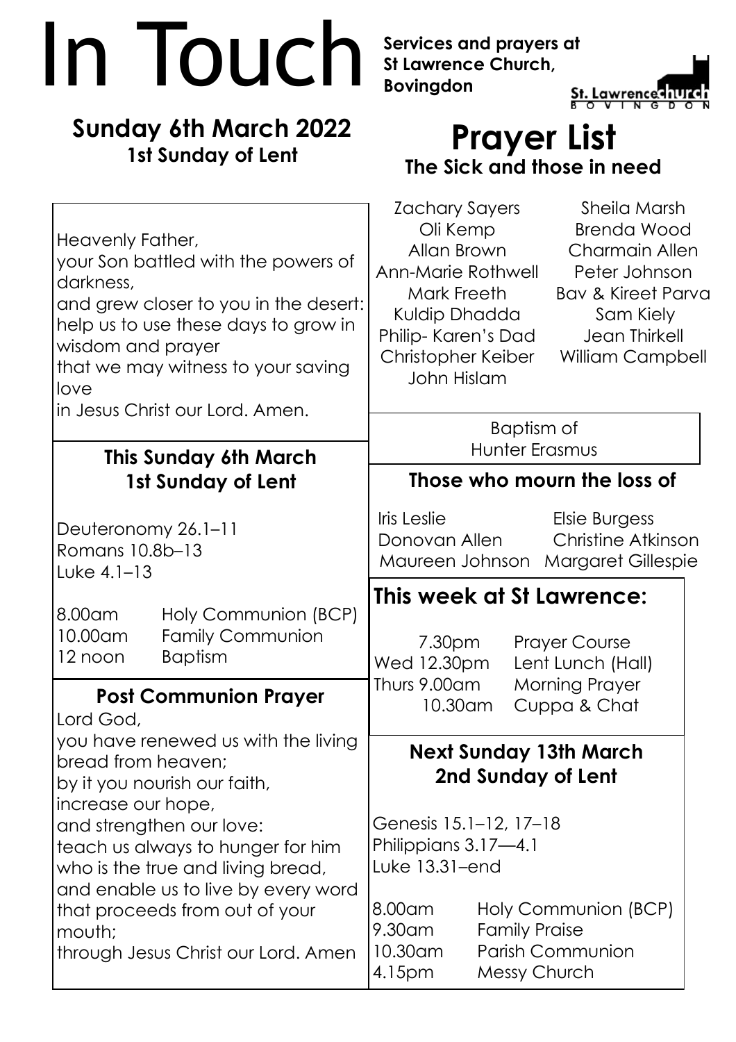# In Touch

**Services and prayers at St Lawrence Church, Bovingdon**

St. Lawrence church BOVINGDON

## Sunday 6th March 2022

**1st Sunday of Lent**

Heavenly Father,
your Son battled with the powers of darkness,
and grew closer to you in the desert:
help us to use these days to grow in wisdom and prayer
that we may witness to your saving love
in Jesus Christ our Lord. Amen.

### This Sunday 6th March
### 1st Sunday of Lent

Deuteronomy 26.1–11
Romans 10.8b–13
Luke 4.1–13

| | |
|---|---|
| 8.00am | Holy Communion (BCP) |
| 10.00am | Family Communion |
| 12 noon | Baptism |

### Post Communion Prayer

Lord God,
you have renewed us with the living bread from heaven;
by it you nourish our faith,
increase our hope,
and strengthen our love:
teach us always to hunger for him
who is the true and living bread,
and enable us to live by every word
that proceeds from out of your mouth;
through Jesus Christ our Lord. Amen

## Prayer List

**The Sick and those in need**

Zachary Sayers
Oli Kemp
Allan Brown
Ann-Marie Rothwell
Mark Freeth
Kuldip Dhadda
Philip- Karen's Dad
Christopher Keiber
John Hislam
Sheila Marsh
Brenda Wood
Charmain Allen
Peter Johnson
Bav & Kireet Parva
Sam Kiely
Jean Thirkell
William Campbell

Baptism of
Hunter Erasmus

### Those who mourn the loss of

Iris Leslie
Donovan Allen
Maureen Johnson
Elsie Burgess
Christine Atkinson
Margaret Gillespie

### This week at St Lawrence:

| | |
|---|---|
| 7.30pm | Prayer Course |
| Wed 12.30pm | Lent Lunch (Hall) |
| Thurs 9.00am | Morning Prayer |
| 10.30am | Cuppa & Chat |

### Next Sunday 13th March
### 2nd Sunday of Lent

Genesis 15.1–12, 17–18
Philippians 3.17—4.1
Luke 13.31–end

| | |
|---|---|
| 8.00am | Holy Communion (BCP) |
| 9.30am | Family Praise |
| 10.30am | Parish Communion |
| 4.15pm | Messy Church |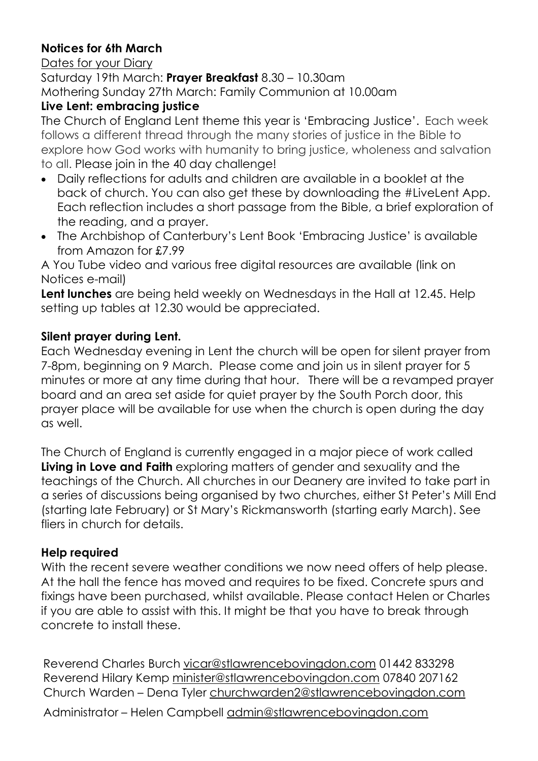**Notices for 6th March**

Dates for your Diary

Saturday 19th March: **Prayer Breakfast** 8.30 – 10.30am

Mothering Sunday 27th March: Family Communion at 10.00am

**Live Lent: embracing justice**

The Church of England Lent theme this year is 'Embracing Justice'. Each week follows a different thread through the many stories of justice in the Bible to explore how God works with humanity to bring justice, wholeness and salvation to all. Please join in the 40 day challenge!

- Daily reflections for adults and children are available in a booklet at the back of church. You can also get these by downloading the #LiveLent App. Each reflection includes a short passage from the Bible, a brief exploration of the reading, and a prayer.
- The Archbishop of Canterbury's Lent Book 'Embracing Justice' is available from Amazon for £7.99

A You Tube video and various free digital resources are available (link on Notices e-mail)

**Lent lunches** are being held weekly on Wednesdays in the Hall at 12.45. Help setting up tables at 12.30 would be appreciated.

**Silent prayer during Lent.**

Each Wednesday evening in Lent the church will be open for silent prayer from 7-8pm, beginning on 9 March. Please come and join us in silent prayer for 5 minutes or more at any time during that hour. There will be a revamped prayer board and an area set aside for quiet prayer by the South Porch door, this prayer place will be available for use when the church is open during the day as well.

The Church of England is currently engaged in a major piece of work called **Living in Love and Faith** exploring matters of gender and sexuality and the teachings of the Church. All churches in our Deanery are invited to take part in a series of discussions being organised by two churches, either St Peter's Mill End (starting late February) or St Mary's Rickmansworth (starting early March). See fliers in church for details.

**Help required**

With the recent severe weather conditions we now need offers of help please. At the hall the fence has moved and requires to be fixed. Concrete spurs and fixings have been purchased, whilst available. Please contact Helen or Charles if you are able to assist with this. It might be that you have to break through concrete to install these.

Reverend Charles Burch vicar@stlawrencebovingdon.com 01442 833298
Reverend Hilary Kemp minister@stlawrencebovingdon.com 07840 207162
Church Warden – Dena Tyler churchwarden2@stlawrencebovingdon.com

Administrator – Helen Campbell admin@stlawrencebovingdon.com